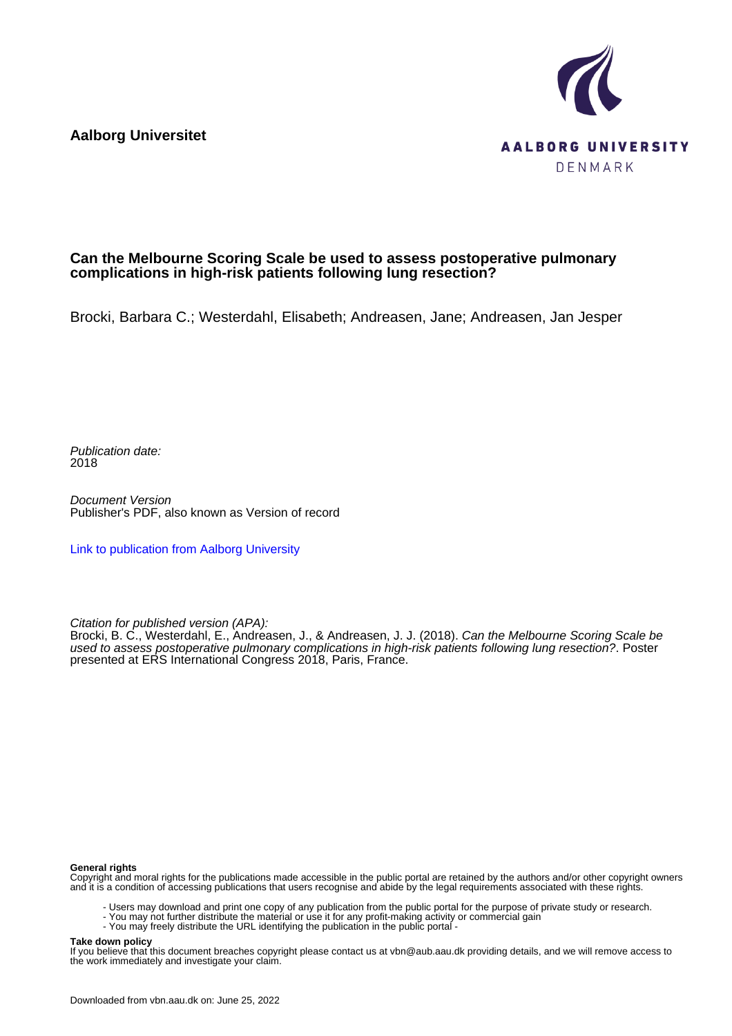**Aalborg Universitet**

AALBORG UNIVERSITY
DENMARK

# Can the Melbourne Scoring Scale be used to assess postoperative pulmonary complications in high-risk patients following lung resection?

Brocki, Barbara C.; Westerdahl, Elisabeth; Andreasen, Jane; Andreasen, Jan Jesper

*Publication date:*
2018

*Document Version*
Publisher's PDF, also known as Version of record

Link to publication from Aalborg University

*Citation for published version (APA):*
Brocki, B. C., Westerdahl, E., Andreasen, J., & Andreasen, J. J. (2018). *Can the Melbourne Scoring Scale be used to assess postoperative pulmonary complications in high-risk patients following lung resection?*. Poster presented at ERS International Congress 2018, Paris, France.

**General rights**
Copyright and moral rights for the publications made accessible in the public portal are retained by the authors and/or other copyright owners and it is a condition of accessing publications that users recognise and abide by the legal requirements associated with these rights.

- Users may download and print one copy of any publication from the public portal for the purpose of private study or research.
- You may not further distribute the material or use it for any profit-making activity or commercial gain
- You may freely distribute the URL identifying the publication in the public portal -

**Take down policy**
If you believe that this document breaches copyright please contact us at vbn@aub.aau.dk providing details, and we will remove access to the work immediately and investigate your claim.

Downloaded from vbn.aau.dk on: June 25, 2022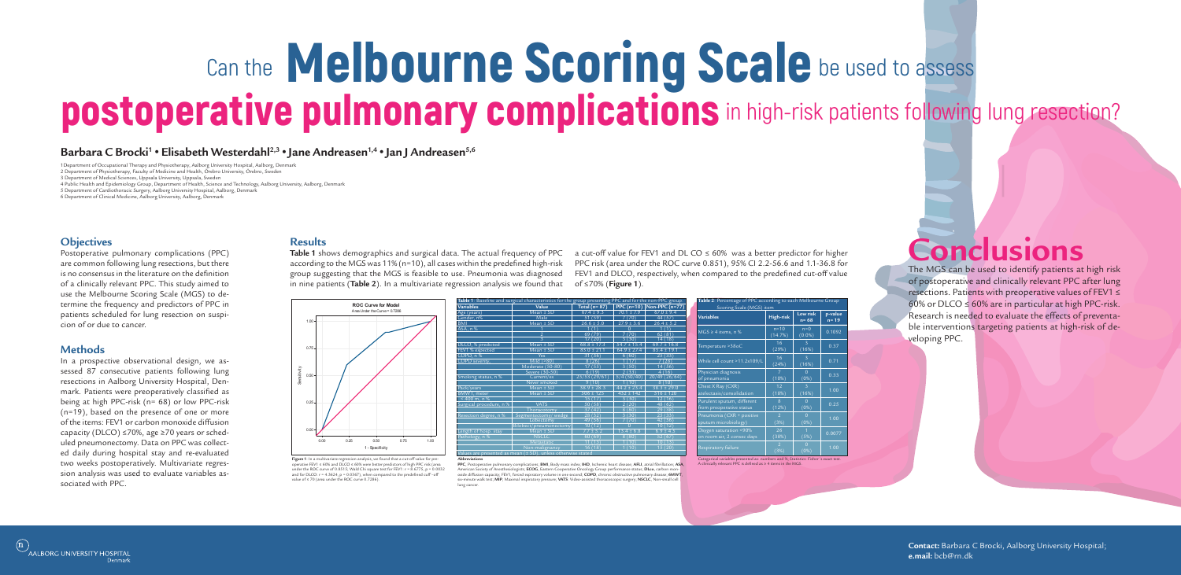# Can the **Melbourne Scoring Scale** be used to assess **postoperative pulmonary complications** in high-risk patients following lung resection?

**Barbara C Brocki[1] • Elisabeth Westerdahl[2,3] • Jane Andreasen[1,4] • Jan J Andreasen[5,6]**

1 Department of Occupational Therapy and Physiotherapy, Aalborg University Hospital, Aalborg, Denmark
2 Department of Physiotherapy, Faculty of Medicine and Health, Örebro University, Örebro, Sweden
3 Department of Medical Sciences, Uppsala University, Uppsala, Sweden
4 Public Health and Epidemiology Group, Department of Health, Science and Technology, Aalborg University, Aalborg, Denmark
5 Department of Cardiothoracic Surgery, Aalborg University Hospital, Aalborg, Denmark
6 Department of Clinical Medicine, Aalborg University, Aalborg, Denmark

## Objectives

Postoperative pulmonary complications (PPC) are common following lung resections, but there is no consensus in the literature on the definition of a clinically relevant PPC. This study aimed to use the Melbourne Scoring Scale (MGS) to determine the frequency and predictors of PPC in patients scheduled for lung resection on suspicion of or due to cancer.

## Methods

In a prospective observational design, we assessed 87 consecutive patients following lung resections in Aalborg University Hospital, Denmark. Patients were preoperatively classified as being at high PPC-risk (n= 68) or low PPC-risk (n=19), based on the presence of one or more of the items: FEV1 or carbon monoxide diffusion capacity (DLCO) ≤70%, age ≥70 years or scheduled pneumonectomy. Data on PPC was collected daily during hospital stay and re-evaluated two weeks postoperatively. Multivariate regression analysis was used to evaluate variables associated with PPC.

## Results

**Table 1** shows demographics and surgical data. The actual frequency of PPC according to the MGS was 11% (n=10), all cases within the predefined high-risk group suggesting that the MGS is feasible to use. Pneumonia was diagnosed in nine patients (**Table 2**). In a multivariate regression analysis we found that a cut-off value for FEV1 and DL CO ≤ 60% was a better predictor for higher PPC risk (area under the ROC curve 0.851), 95% CI 2.2-56.6 and 1.1-36.8 for FEV1 and DLCO, respectively, when compared to the predefined cut-off value of ≤70% (**Figure 1**).

ROC Curve for Model
Area Under the Curve = 0.7286
Sensitivity
1.00
0.75
0.50
0.25
0.00
0.00 0.25 0.50 0.75 1.00
1 - Specificity

**Figure 1:** In a multivariate regression analysis, we found that a cut-off value for pre-operative FEV1 ≤ 60% and DLCO ≤ 60% were better predictors of high PPC risk (area under the ROC curve of 0.8515; Wald Chi square test for FEV1: r = 9.6775, p = 0.0032 and for DLCO: r = 4.3624, p = 0.0367), when compared to the predefined cut-off value of ≤70 (area under the ROC curve 0.7286).

**Table 1**: Baseline and surgical characteristics for the group presenting PPC and for the non-PPC group

| Variables | Value | Total (n= 87) | PPC (n=10) | Non-PPC (n=77) |
|---|---|---|---|---|
| Age (years) | Mean ± SD | 67.4 ± 9.3 | 70.1 ± 7.9 | 67.0 ± 9.4 |
| Gender, n% | Male | 51 (59) | 7 (70) | 44 (57) |
| BMI | Mean ± SD | 26.6 ± 5.0 | 27.9 ± 3.6 | 26.4 ± 5.2 |
| ASA, n % | 1 | 1 (1) | 0 | 1 (1) |
| | 2 | 69 (79) | 7 (70) | 62 (81) |
| | 3 | 17 (20) | 3 (30) | 14 (18) |
| DLCO, % predicted | Mean ± SD | 68.8 ± 17.3 | 54.7 ± 15.4 | 69.7 ± 16.8 |
| FEV1 % expected | Mean ± SD | 83.0 ± 21.1 | 64.9 ± 27.4 | 85.4 ± 19.1 |
| COPD, n % | Yes | 31 (36) | 6 (60) | 25 (33) |
| COPD severity, | Mild (>80) | 8 (26) | 1 (17) | 7 (29) |
| | Moderate (50-80) | 17 (55) | 3 (50) | 14 (56) |
| | Severe (50-30) | 6 (19) | 2 (33) | 4 (16) |
| Smoking status, n % | Current/ex | 25/53 (29/61) | 5/4 (50/40) | 20/49 (26/64) |
| | Never smoked | 9 (10) | 1 (10) | 8 (10) |
| Pack/years | Mean ± SD | 38.9 ± 28.3 | 44.2 ± 23.4 | 38.3 ± 29.0 |
| 6MWT, meter | Mean ± SD | 506 ± 125 | 452 ± 142 | 515 ± 128 |
| < 400 m, n % | | 15 (17) | 3 (30) | 12 (16) |
| Surgical procedure, n % | VATS | 50 (58) | 2 (20) | 48 (62) |
| | Thoracotomy | 37 (42) | 8 (80) | 29 (38) |
| Resection degree, n % | Segmentectomy/ wedge | 28 (32) | 3 (30) | 25 (33) |
| | Lobectomy | 49 (56) | 7 (70) | 42 (56) |
| | Bilobect/ pneumonectomy | 10 (12) | 0 | 10 (12) |
| Length of hosp. stay | Mean ± SD | 7.7 ± 5.2 | 13.4 ± 6.8 | 6.9 ± 4.5 |
| Pathology, n % | NSCLC | 60 (69) | 8 (80) | 52 (67) |
| | Metastatic | 11 (13) | 1 (10) | 10 (13) |
| | Non-malignancy | 16 (18) | 1 (10) | 15 (20) |

Values are presented as mean (± SD), unless otherwise stated

**Abbreviations**
**PPC**, Postoperative pulmonary complications; **BMI**, Body mass index; **IHD**, Ischemic heart disease; **AFLI**, atrial fibrillation; **ASA**, American Society of Anesthesiologists; **ECOG**, Eastern Cooperative Oncology Group performance status; **Dlco**, carbon monoxide diffusion capacity; FEV1, forced expiratory volume in one second; **COPD**, chronic obstructive pulmonary disease; **6MWT**, six-minute walk test; **MIP**, Maximal inspiratory pressure; **VATS**: Video-assisted thoracoscopic surgery; **NSCLC**, Non-small cell lung cancer.

**Table 2**: Percentage of PPC, according to each Melbourne Group Scoring Scale (MGS) item

| Variables | High-risk n= 68 | Low risk n= 19 | p-value |
|---|---|---|---|
| MGS ≥ 4 items, n % | n=10 (14.7%) | n=0 (0.0%) | 0.1092 |
| Temperature >38oC | 16 (29%) | 3 (16%) | 0.37 |
| White cell count >11.2x109/L | 16 (24%) | 3 (16%) | 0.71 |
| Physician diagnosis of pneumonia | 7 (10%) | 0 (0%) | 0.33 |
| Chest X Ray (CXR) atelectasis/consolidation | 12 (18%) | 3 (16%) | 1.00 |
| Purulent sputum, different from preoperative status | 8 (12%) | 0 (0%) | 0.25 |
| Pneumonia (CXR + positive sputum microbiology) | 2 (3%) | 0 (0%) | 1.00 |
| Oxygen saturation <90% on room air, 2 consec days | 26 (38%) | 1 (5%) | 0.0077 |
| Respiratory failure | 2 (3%) | 0 (0%) | 1.00 |

Categorical variables presented as: numbers and %; Statistics: Fisher´s exact test.
A clinically relevant PPC is defined as ≥ 4 items in the MGS

# Conclusions

The MGS can be used to identify patients at high risk of postoperative and clinically relevant PPC after lung resections. Patients with preoperative values of FEV1 ≤ 60% or DLCO ≤ 60% are in particular at high PPC-risk. Research is needed to evaluate the effects of preventable interventions targeting patients at high-risk of developing PPC.

AALBORG UNIVERSITY HOSPITAL
Denmark

**Contact:** Barbara C Brocki, Aalborg University Hospital;
**e.mail:** bcb@rn.dk